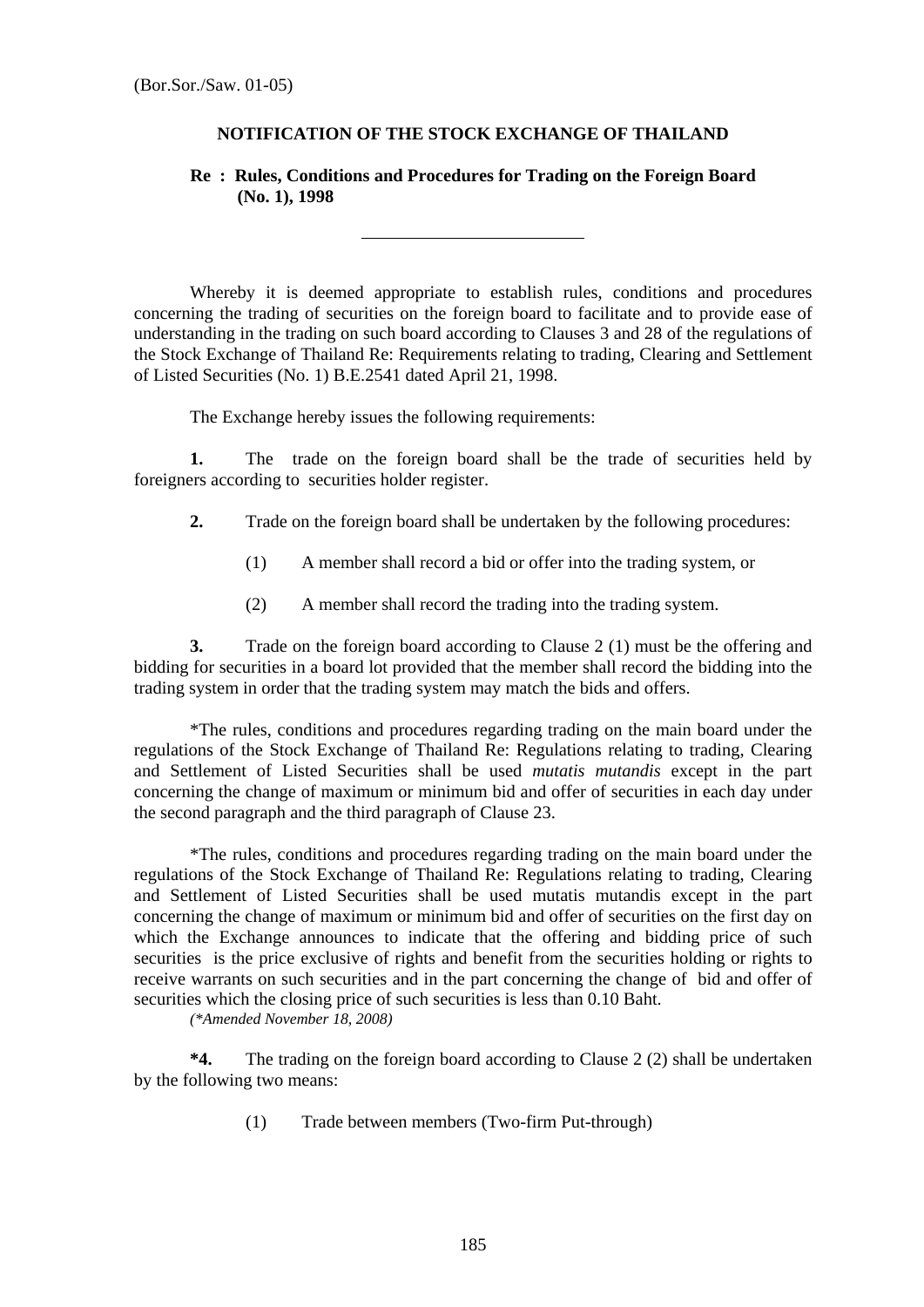(Bor.Sor./Saw. 01-05)

# NOTIFICATION OF THE STOCK EXCHANGE OF THAILAND

## Re : Rules, Conditions and Procedures for Trading on the Foreign Board (No. 1), 1998

---

Whereby it is deemed appropriate to establish rules, conditions and procedures concerning the trading of securities on the foreign board to facilitate and to provide ease of understanding in the trading on such board according to Clauses 3 and 28 of the regulations of the Stock Exchange of Thailand Re: Requirements relating to trading, Clearing and Settlement of Listed Securities (No. 1) B.E.2541 dated April 21, 1998.

The Exchange hereby issues the following requirements:

**1.** The trade on the foreign board shall be the trade of securities held by foreigners according to securities holder register.

**2.** Trade on the foreign board shall be undertaken by the following procedures:

(1) A member shall record a bid or offer into the trading system, or

(2) A member shall record the trading into the trading system.

**3.** Trade on the foreign board according to Clause 2 (1) must be the offering and bidding for securities in a board lot provided that the member shall record the bidding into the trading system in order that the trading system may match the bids and offers.

*The rules, conditions and procedures regarding trading on the main board under the regulations of the Stock Exchange of Thailand Re: Regulations relating to trading, Clearing and Settlement of Listed Securities shall be used *mutatis mutandis* except in the part concerning the change of maximum or minimum bid and offer of securities in each day under the second paragraph and the third paragraph of Clause 23.

*The rules, conditions and procedures regarding trading on the main board under the regulations of the Stock Exchange of Thailand Re: Regulations relating to trading, Clearing and Settlement of Listed Securities shall be used mutatis mutandis except in the part concerning the change of maximum or minimum bid and offer of securities on the first day on which the Exchange announces to indicate that the offering and bidding price of such securities is the price exclusive of rights and benefit from the securities holding or rights to receive warrants on such securities and in the part concerning the change of bid and offer of securities which the closing price of such securities is less than 0.10 Baht.

*(*Amended November 18, 2008)*

***4.** The trading on the foreign board according to Clause 2 (2) shall be undertaken by the following two means:

(1) Trade between members (Two-firm Put-through)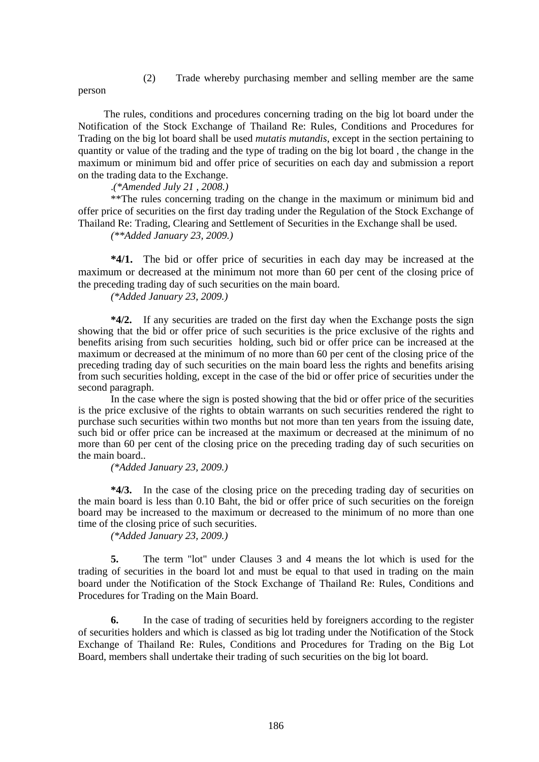(2) Trade whereby purchasing member and selling member are the same person

The rules, conditions and procedures concerning trading on the big lot board under the Notification of the Stock Exchange of Thailand Re: Rules, Conditions and Procedures for Trading on the big lot board shall be used *mutatis mutandis*, except in the section pertaining to quantity or value of the trading and the type of trading on the big lot board , the change in the maximum or minimum bid and offer price of securities on each day and submission a report on the trading data to the Exchange.

.*(\*Amended July 21 , 2008.)*

**The rules concerning trading on the change in the maximum or minimum bid and offer price of securities on the first day trading under the Regulation of the Stock Exchange of Thailand Re: Trading, Clearing and Settlement of Securities in the Exchange shall be used.

*(\*\*Added January 23, 2009.)*

**\*4/1.** The bid or offer price of securities in each day may be increased at the maximum or decreased at the minimum not more than 60 per cent of the closing price of the preceding trading day of such securities on the main board.

*(\*Added January 23, 2009.)*

**\*4/2.** If any securities are traded on the first day when the Exchange posts the sign showing that the bid or offer price of such securities is the price exclusive of the rights and benefits arising from such securities holding, such bid or offer price can be increased at the maximum or decreased at the minimum of no more than 60 per cent of the closing price of the preceding trading day of such securities on the main board less the rights and benefits arising from such securities holding, except in the case of the bid or offer price of securities under the second paragraph.

In the case where the sign is posted showing that the bid or offer price of the securities is the price exclusive of the rights to obtain warrants on such securities rendered the right to purchase such securities within two months but not more than ten years from the issuing date, such bid or offer price can be increased at the maximum or decreased at the minimum of no more than 60 per cent of the closing price on the preceding trading day of such securities on the main board..

*(\*Added January 23, 2009.)*

**\*4/3.** In the case of the closing price on the preceding trading day of securities on the main board is less than 0.10 Baht, the bid or offer price of such securities on the foreign board may be increased to the maximum or decreased to the minimum of no more than one time of the closing price of such securities.

*(\*Added January 23, 2009.)*

**5.** The term "lot" under Clauses 3 and 4 means the lot which is used for the trading of securities in the board lot and must be equal to that used in trading on the main board under the Notification of the Stock Exchange of Thailand Re: Rules, Conditions and Procedures for Trading on the Main Board.

**6.** In the case of trading of securities held by foreigners according to the register of securities holders and which is classed as big lot trading under the Notification of the Stock Exchange of Thailand Re: Rules, Conditions and Procedures for Trading on the Big Lot Board, members shall undertake their trading of such securities on the big lot board.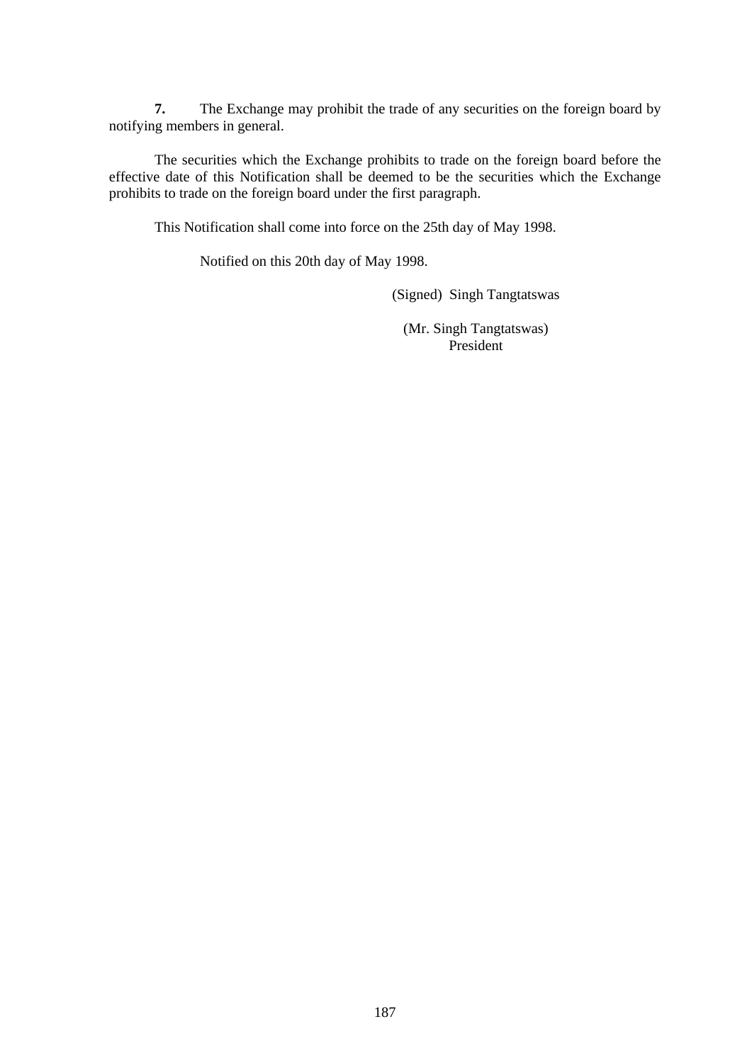**7.** The Exchange may prohibit the trade of any securities on the foreign board by notifying members in general.

The securities which the Exchange prohibits to trade on the foreign board before the effective date of this Notification shall be deemed to be the securities which the Exchange prohibits to trade on the foreign board under the first paragraph.

This Notification shall come into force on the 25th day of May 1998.

Notified on this 20th day of May 1998.

(Signed) Singh Tangtatswas

(Mr. Singh Tangtatswas)
President